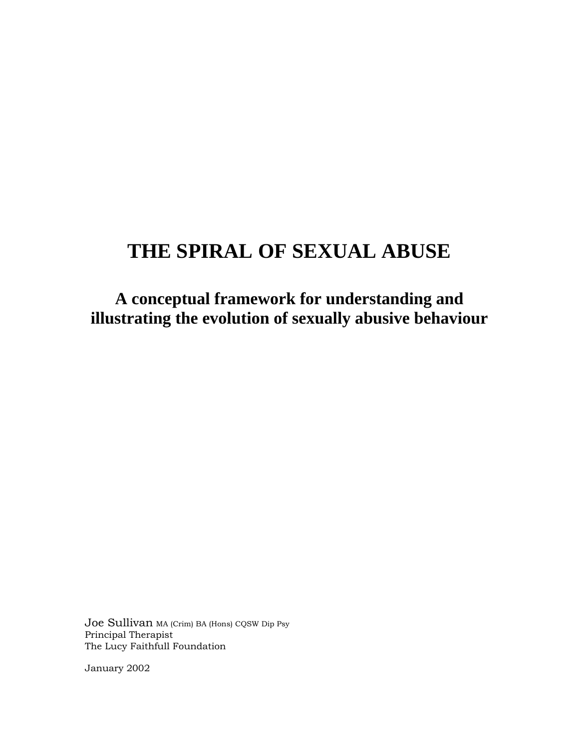# THE SPIRAL OF SEXUAL ABUSE

## A conceptual framework for understanding and illustrating the evolution of sexually abusive behaviour

Joe Sullivan MA (Crim) BA (Hons) CQSW Dip Psy
Principal Therapist
The Lucy Faithfull Foundation

January 2002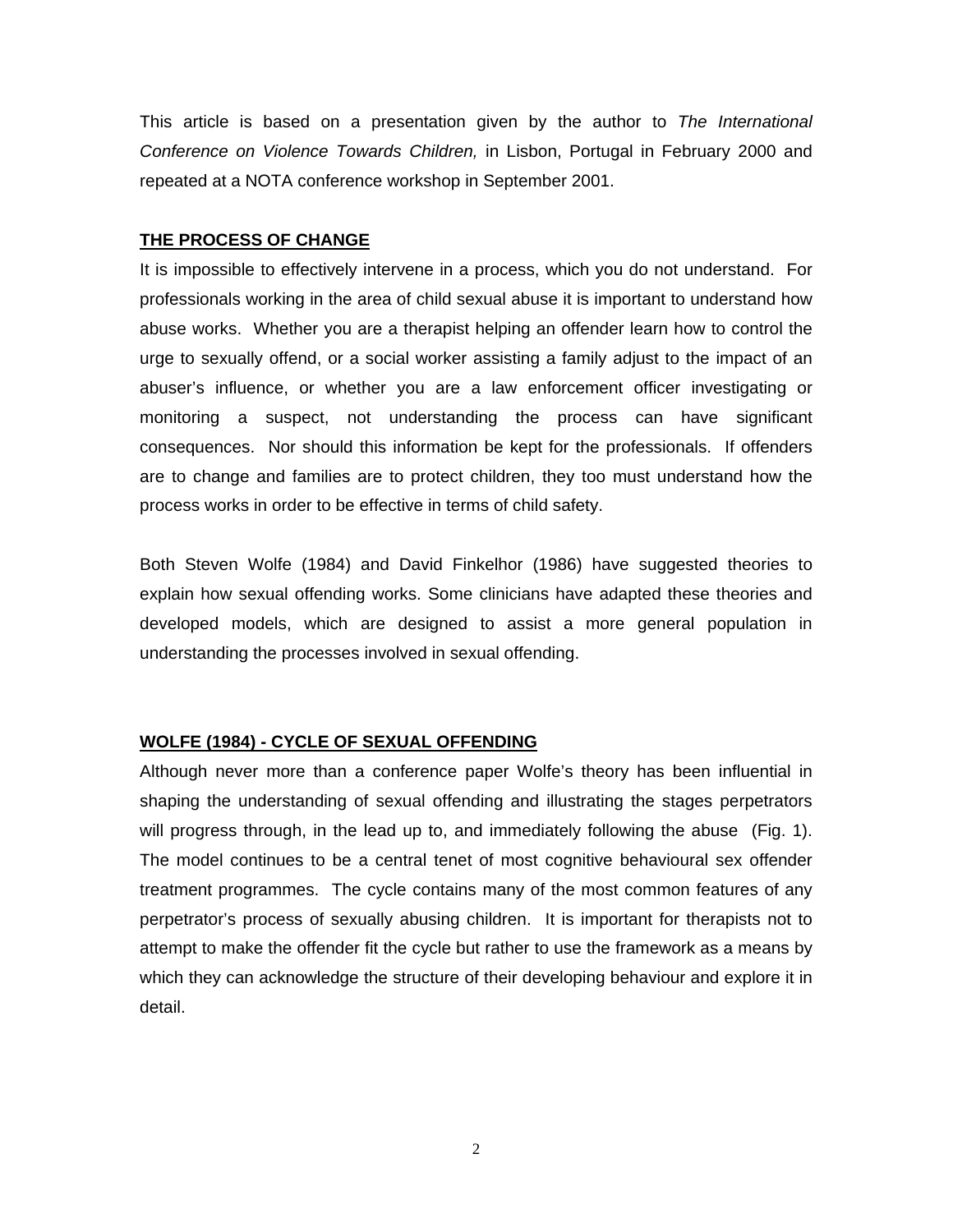This article is based on a presentation given by the author to *The International Conference on Violence Towards Children,* in Lisbon, Portugal in February 2000 and repeated at a NOTA conference workshop in September 2001.

## THE PROCESS OF CHANGE

It is impossible to effectively intervene in a process, which you do not understand. For professionals working in the area of child sexual abuse it is important to understand how abuse works. Whether you are a therapist helping an offender learn how to control the urge to sexually offend, or a social worker assisting a family adjust to the impact of an abuser's influence, or whether you are a law enforcement officer investigating or monitoring a suspect, not understanding the process can have significant consequences. Nor should this information be kept for the professionals. If offenders are to change and families are to protect children, they too must understand how the process works in order to be effective in terms of child safety.

Both Steven Wolfe (1984) and David Finkelhor (1986) have suggested theories to explain how sexual offending works. Some clinicians have adapted these theories and developed models, which are designed to assist a more general population in understanding the processes involved in sexual offending.

## WOLFE (1984) - CYCLE OF SEXUAL OFFENDING

Although never more than a conference paper Wolfe's theory has been influential in shaping the understanding of sexual offending and illustrating the stages perpetrators will progress through, in the lead up to, and immediately following the abuse (Fig. 1). The model continues to be a central tenet of most cognitive behavioural sex offender treatment programmes. The cycle contains many of the most common features of any perpetrator's process of sexually abusing children. It is important for therapists not to attempt to make the offender fit the cycle but rather to use the framework as a means by which they can acknowledge the structure of their developing behaviour and explore it in detail.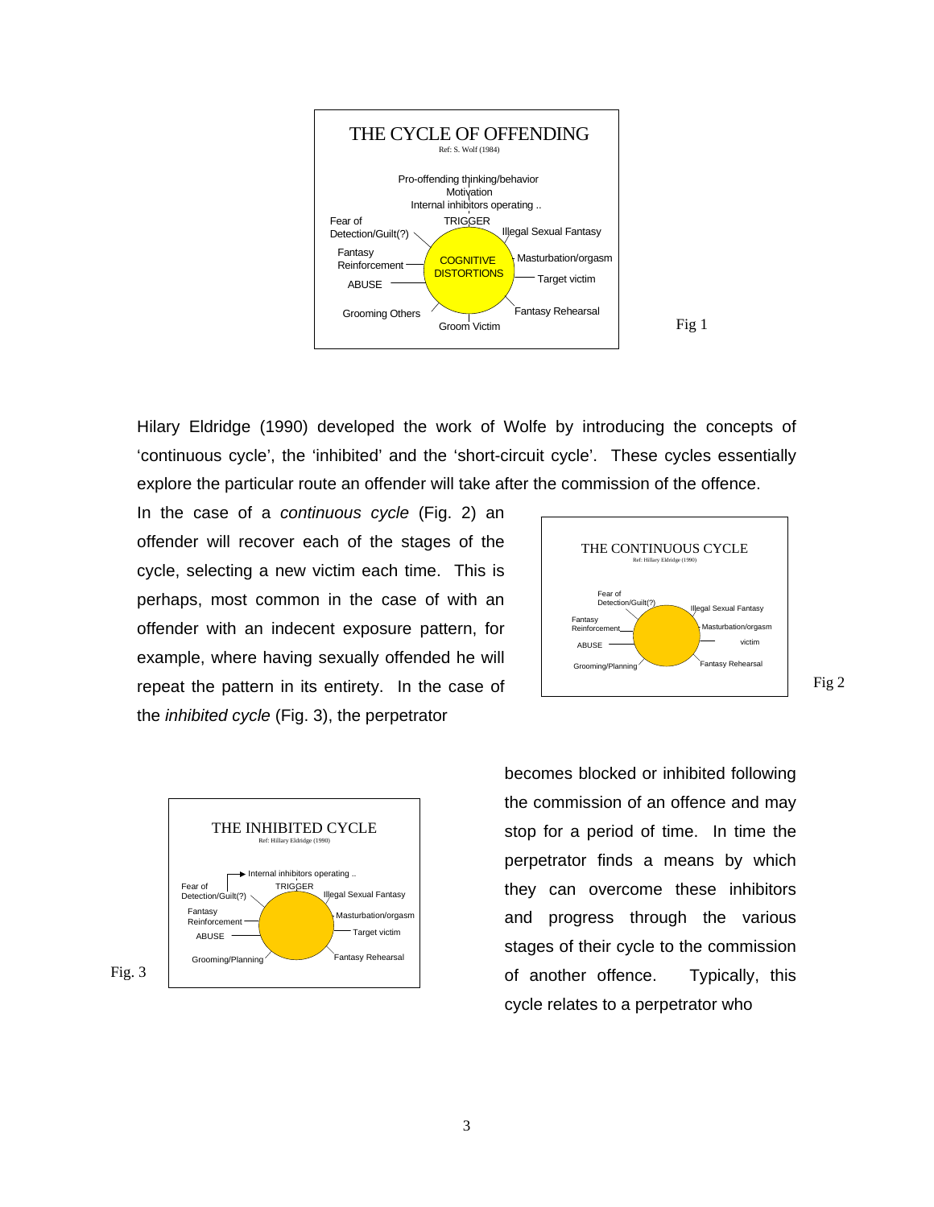THE CYCLE OF OFFENDING

Ref: S. Wolf (1984)

Pro-offending thinking/behavior
Motivation
Internal inhibitors operating ..
TRIGGER
Illegal Sexual Fantasy
Masturbation/orgasm
Target victim
Fantasy Rehearsal
Groom Victim
Grooming Others
ABUSE
Fantasy Reinforcement
Fear of Detection/Guilt(?)
COGNITIVE DISTORTIONS

Fig 1

Hilary Eldridge (1990) developed the work of Wolfe by introducing the concepts of 'continuous cycle', the 'inhibited' and the 'short-circuit cycle'. These cycles essentially explore the particular route an offender will take after the commission of the offence.

THE CONTINUOUS CYCLE

Ref: Hillary Eldridge (1990)

Fear of Detection/Guilt(?)
Illegal Sexual Fantasy
Masturbation/orgasm
victim
Fantasy Rehearsal
Grooming/Planning
ABUSE
Fantasy Reinforcement

Fig 2

In the case of a *continuous cycle* (Fig. 2) an offender will recover each of the stages of the cycle, selecting a new victim each time. This is perhaps, most common in the case of with an offender with an indecent exposure pattern, for example, where having sexually offended he will repeat the pattern in its entirety. In the case of the *inhibited cycle* (Fig. 3), the perpetrator becomes blocked or inhibited following the commission of an offence and may stop for a period of time. In time the perpetrator finds a means by which they can overcome these inhibitors and progress through the various stages of their cycle to the commission of another offence. Typically, this cycle relates to a perpetrator who

THE INHIBITED CYCLE

Ref: Hillary Eldridge (1990)

Internal inhibitors operating ..
TRIGGER
Illegal Sexual Fantasy
Masturbation/orgasm
Target victim
Fantasy Rehearsal
Grooming/Planning
ABUSE
Fantasy Reinforcement
Fear of Detection/Guilt(?)

Fig. 3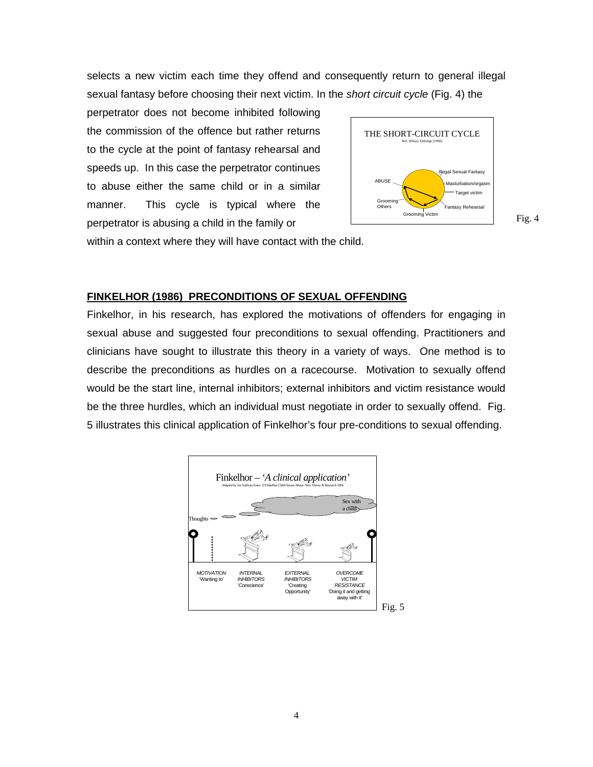selects a new victim each time they offend and consequently return to general illegal sexual fantasy before choosing their next victim. In the *short circuit cycle* (Fig. 4) the perpetrator does not become inhibited following the commission of the offence but rather returns to the cycle at the point of fantasy rehearsal and speeds up. In this case the perpetrator continues to abuse either the same child or in a similar manner. This cycle is typical where the perpetrator is abusing a child in the family or within a context where they will have contact with the child.

THE SHORT-CIRCUIT CYCLE
Ref: Hillary Eldridge (1990)

ABUSE · Illegal Sexual Fantasy · Masturbation/orgasm · Target victim · Fantasy Rehearsal · Grooming Victim · Grooming Others

Fig. 4

## FINKELHOR (1986) PRECONDITIONS OF SEXUAL OFFENDING

Finkelhor, in his research, has explored the motivations of offenders for engaging in sexual abuse and suggested four preconditions to sexual offending. Practitioners and clinicians have sought to illustrate this theory in a variety of ways. One method is to describe the preconditions as hurdles on a racecourse. Motivation to sexually offend would be the start line, internal inhibitors; external inhibitors and victim resistance would be the three hurdles, which an individual must negotiate in order to sexually offend. Fig. 5 illustrates this clinical application of Finkelhor's four pre-conditions to sexual offending.

Finkelhor – *'A clinical application'*
Adapted by Joe Sullivan from:- D Finkelhor Child Sexual Abuse: New Theory & Research 1986

Thoughts · Sex with a child

*MOTIVATION* 'Wanting to' · *INTERNAL INHIBITORS* 'Conscience' · *EXTERNAL INHIBITORS* 'Creating Opportunity' · *OVERCOME VICTIM RESISTANCE* 'Doing it and getting away with it'

Fig. 5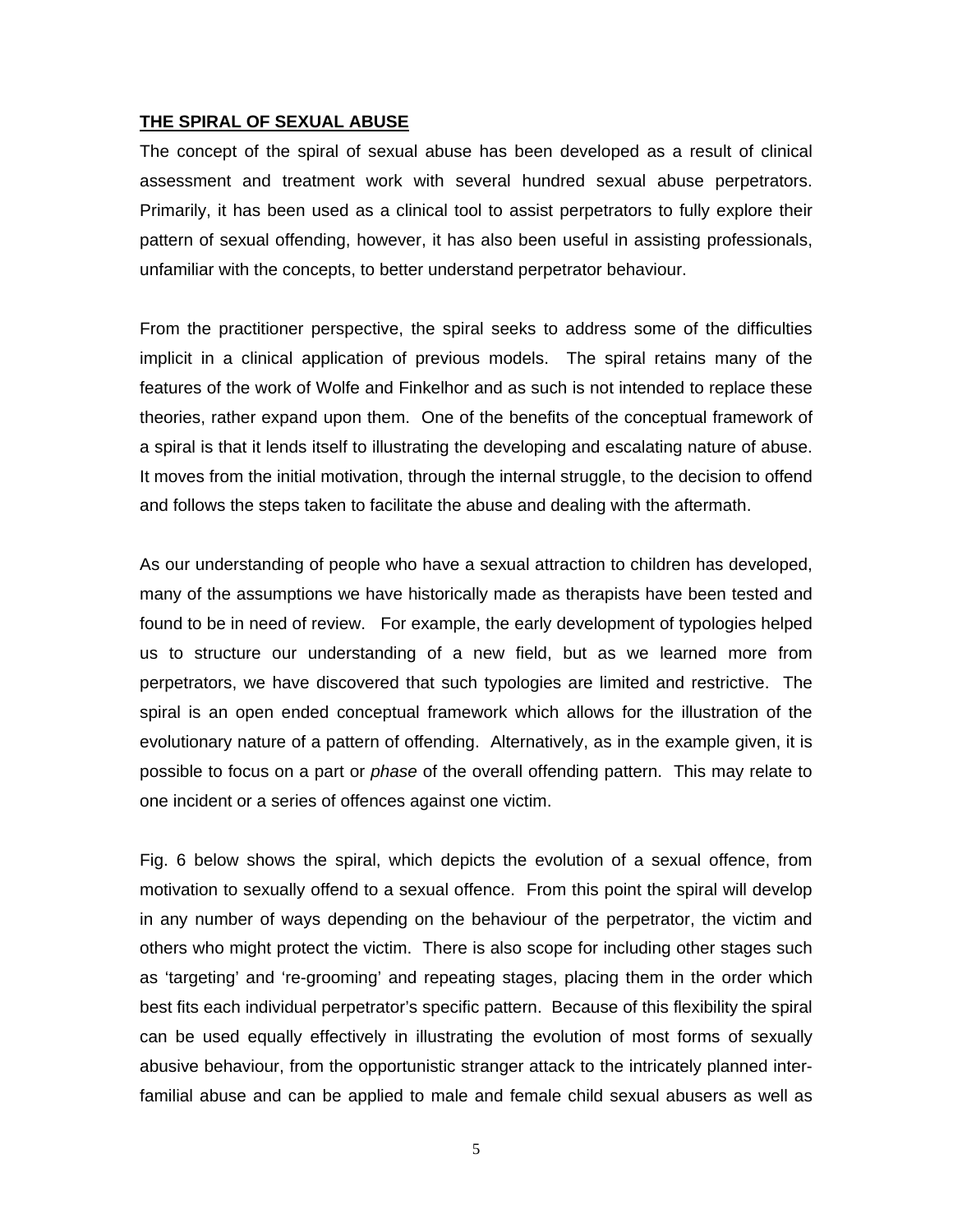**THE SPIRAL OF SEXUAL ABUSE**

The concept of the spiral of sexual abuse has been developed as a result of clinical assessment and treatment work with several hundred sexual abuse perpetrators. Primarily, it has been used as a clinical tool to assist perpetrators to fully explore their pattern of sexual offending, however, it has also been useful in assisting professionals, unfamiliar with the concepts, to better understand perpetrator behaviour.

From the practitioner perspective, the spiral seeks to address some of the difficulties implicit in a clinical application of previous models. The spiral retains many of the features of the work of Wolfe and Finkelhor and as such is not intended to replace these theories, rather expand upon them. One of the benefits of the conceptual framework of a spiral is that it lends itself to illustrating the developing and escalating nature of abuse. It moves from the initial motivation, through the internal struggle, to the decision to offend and follows the steps taken to facilitate the abuse and dealing with the aftermath.

As our understanding of people who have a sexual attraction to children has developed, many of the assumptions we have historically made as therapists have been tested and found to be in need of review. For example, the early development of typologies helped us to structure our understanding of a new field, but as we learned more from perpetrators, we have discovered that such typologies are limited and restrictive. The spiral is an open ended conceptual framework which allows for the illustration of the evolutionary nature of a pattern of offending. Alternatively, as in the example given, it is possible to focus on a part or *phase* of the overall offending pattern. This may relate to one incident or a series of offences against one victim.

Fig. 6 below shows the spiral, which depicts the evolution of a sexual offence, from motivation to sexually offend to a sexual offence. From this point the spiral will develop in any number of ways depending on the behaviour of the perpetrator, the victim and others who might protect the victim. There is also scope for including other stages such as 'targeting' and 're-grooming' and repeating stages, placing them in the order which best fits each individual perpetrator's specific pattern. Because of this flexibility the spiral can be used equally effectively in illustrating the evolution of most forms of sexually abusive behaviour, from the opportunistic stranger attack to the intricately planned inter-familial abuse and can be applied to male and female child sexual abusers as well as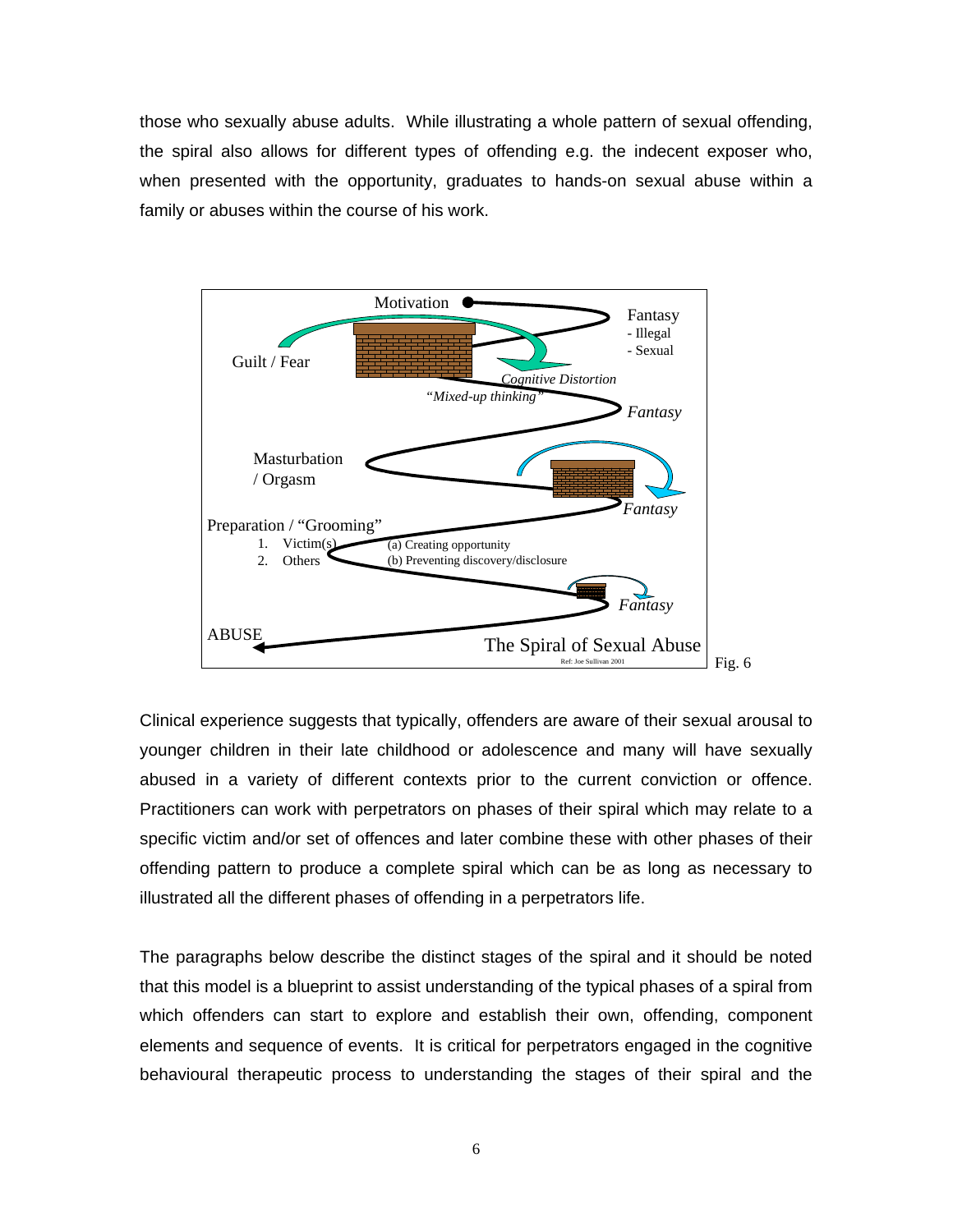those who sexually abuse adults. While illustrating a whole pattern of sexual offending, the spiral also allows for different types of offending e.g. the indecent exposer who, when presented with the opportunity, graduates to hands-on sexual abuse within a family or abuses within the course of his work.

Motivation

Fantasy
- Illegal
- Sexual

Guilt / Fear

*Cognitive Distortion*

*"Mixed-up thinking"*

*Fantasy*

Masturbation / Orgasm

*Fantasy*

Preparation / "Grooming"
1. Victim(s)
2. Others

(a) Creating opportunity
(b) Preventing discovery/disclosure

*Fantasy*

ABUSE

The Spiral of Sexual Abuse

Ref: Joe Sullivan 2001

Fig. 6

Clinical experience suggests that typically, offenders are aware of their sexual arousal to younger children in their late childhood or adolescence and many will have sexually abused in a variety of different contexts prior to the current conviction or offence. Practitioners can work with perpetrators on phases of their spiral which may relate to a specific victim and/or set of offences and later combine these with other phases of their offending pattern to produce a complete spiral which can be as long as necessary to illustrated all the different phases of offending in a perpetrators life.

The paragraphs below describe the distinct stages of the spiral and it should be noted that this model is a blueprint to assist understanding of the typical phases of a spiral from which offenders can start to explore and establish their own, offending, component elements and sequence of events. It is critical for perpetrators engaged in the cognitive behavioural therapeutic process to understanding the stages of their spiral and the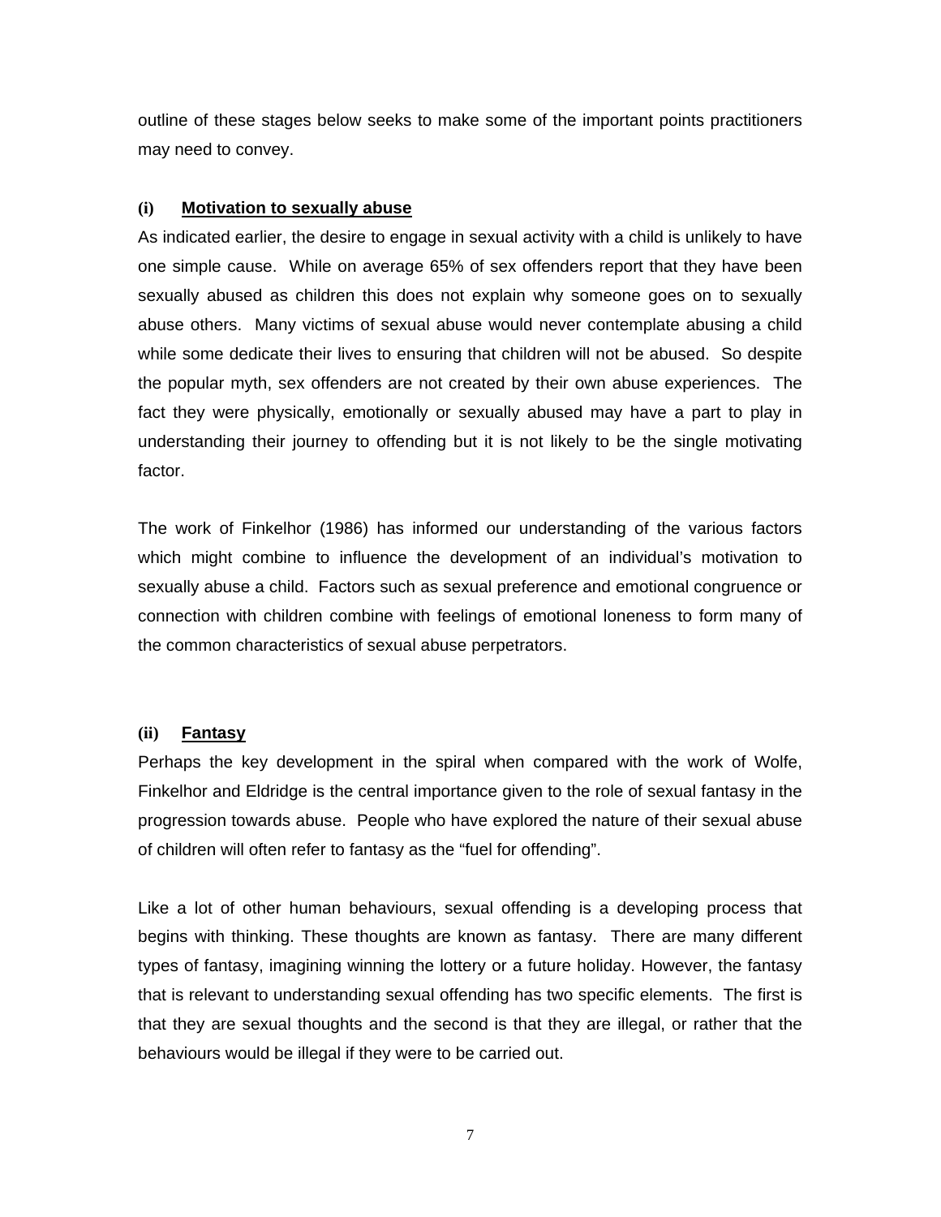outline of these stages below seeks to make some of the important points practitioners may need to convey.

### (i) Motivation to sexually abuse

As indicated earlier, the desire to engage in sexual activity with a child is unlikely to have one simple cause. While on average 65% of sex offenders report that they have been sexually abused as children this does not explain why someone goes on to sexually abuse others. Many victims of sexual abuse would never contemplate abusing a child while some dedicate their lives to ensuring that children will not be abused. So despite the popular myth, sex offenders are not created by their own abuse experiences. The fact they were physically, emotionally or sexually abused may have a part to play in understanding their journey to offending but it is not likely to be the single motivating factor.

The work of Finkelhor (1986) has informed our understanding of the various factors which might combine to influence the development of an individual's motivation to sexually abuse a child. Factors such as sexual preference and emotional congruence or connection with children combine with feelings of emotional loneness to form many of the common characteristics of sexual abuse perpetrators.

### (ii) Fantasy

Perhaps the key development in the spiral when compared with the work of Wolfe, Finkelhor and Eldridge is the central importance given to the role of sexual fantasy in the progression towards abuse. People who have explored the nature of their sexual abuse of children will often refer to fantasy as the "fuel for offending".

Like a lot of other human behaviours, sexual offending is a developing process that begins with thinking. These thoughts are known as fantasy. There are many different types of fantasy, imagining winning the lottery or a future holiday. However, the fantasy that is relevant to understanding sexual offending has two specific elements. The first is that they are sexual thoughts and the second is that they are illegal, or rather that the behaviours would be illegal if they were to be carried out.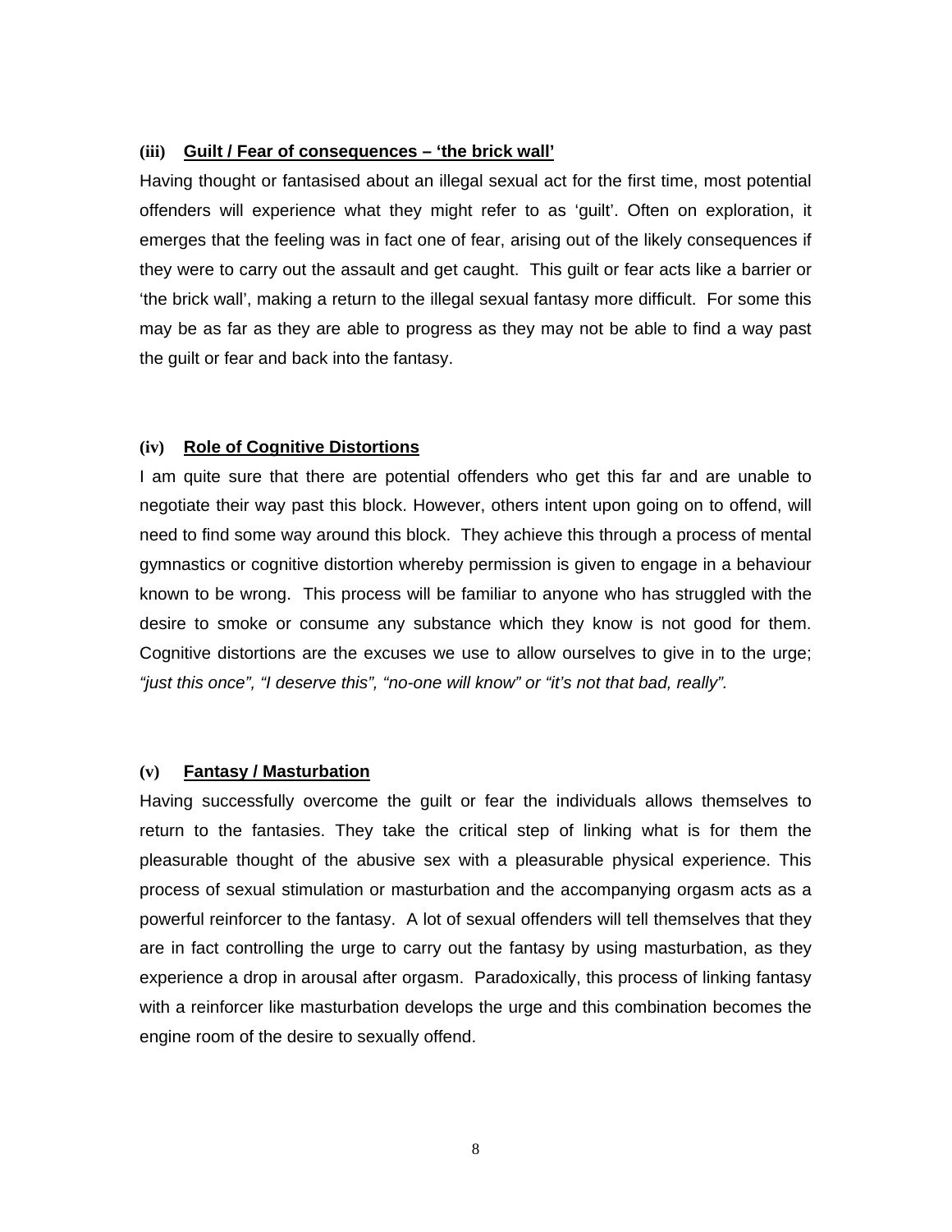### (iii) <u>Guilt / Fear of consequences – 'the brick wall'</u>

Having thought or fantasised about an illegal sexual act for the first time, most potential offenders will experience what they might refer to as 'guilt'. Often on exploration, it emerges that the feeling was in fact one of fear, arising out of the likely consequences if they were to carry out the assault and get caught. This guilt or fear acts like a barrier or 'the brick wall', making a return to the illegal sexual fantasy more difficult. For some this may be as far as they are able to progress as they may not be able to find a way past the guilt or fear and back into the fantasy.

### (iv) <u>Role of Cognitive Distortions</u>

I am quite sure that there are potential offenders who get this far and are unable to negotiate their way past this block. However, others intent upon going on to offend, will need to find some way around this block. They achieve this through a process of mental gymnastics or cognitive distortion whereby permission is given to engage in a behaviour known to be wrong. This process will be familiar to anyone who has struggled with the desire to smoke or consume any substance which they know is not good for them. Cognitive distortions are the excuses we use to allow ourselves to give in to the urge; *"just this once", "I deserve this", "no-one will know" or "it's not that bad, really".*

### (v) <u>Fantasy / Masturbation</u>

Having successfully overcome the guilt or fear the individuals allows themselves to return to the fantasies. They take the critical step of linking what is for them the pleasurable thought of the abusive sex with a pleasurable physical experience. This process of sexual stimulation or masturbation and the accompanying orgasm acts as a powerful reinforcer to the fantasy. A lot of sexual offenders will tell themselves that they are in fact controlling the urge to carry out the fantasy by using masturbation, as they experience a drop in arousal after orgasm. Paradoxically, this process of linking fantasy with a reinforcer like masturbation develops the urge and this combination becomes the engine room of the desire to sexually offend.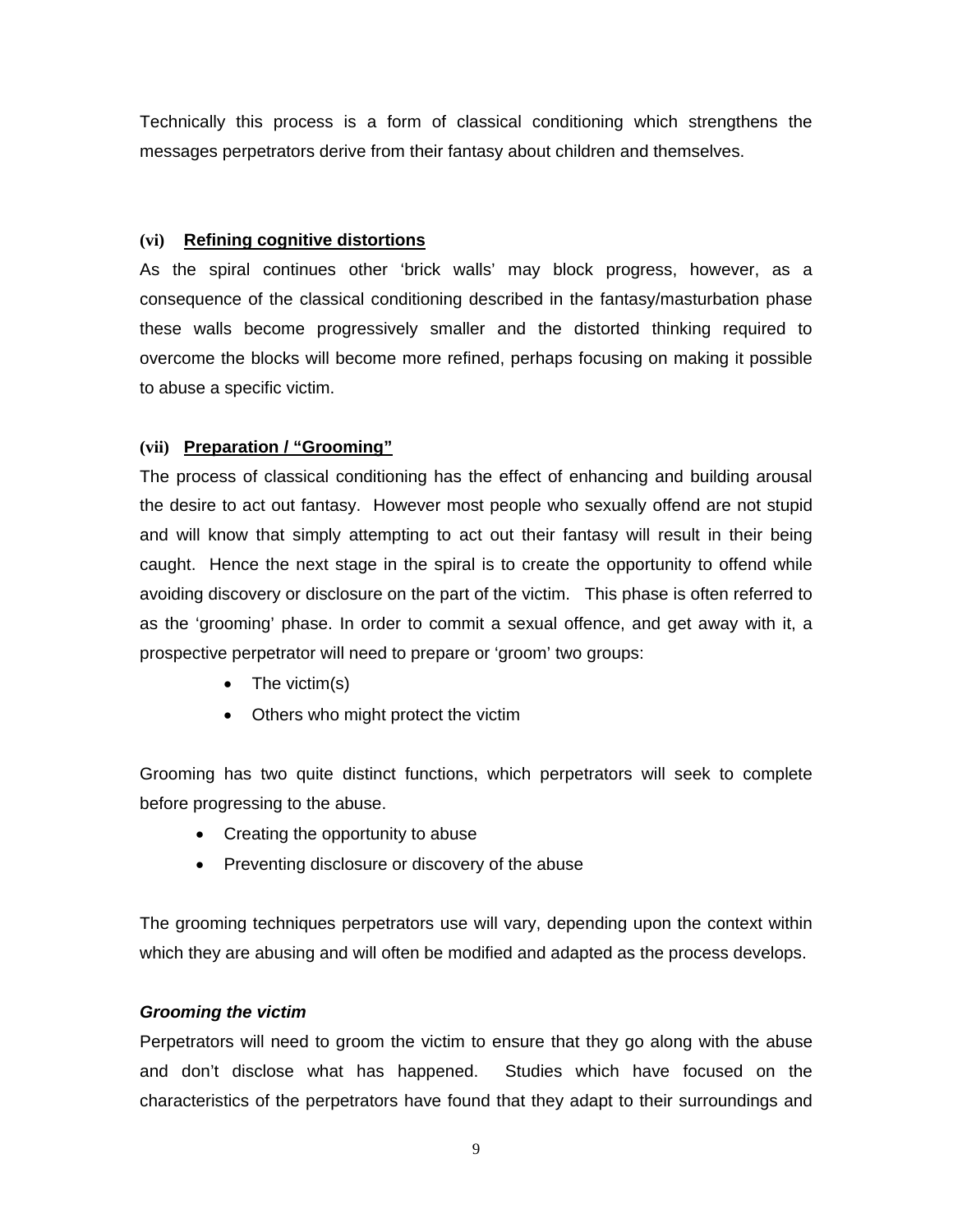Technically this process is a form of classical conditioning which strengthens the messages perpetrators derive from their fantasy about children and themselves.

### (vi) Refining cognitive distortions

As the spiral continues other 'brick walls' may block progress, however, as a consequence of the classical conditioning described in the fantasy/masturbation phase these walls become progressively smaller and the distorted thinking required to overcome the blocks will become more refined, perhaps focusing on making it possible to abuse a specific victim.

### (vii) Preparation / "Grooming"

The process of classical conditioning has the effect of enhancing and building arousal the desire to act out fantasy. However most people who sexually offend are not stupid and will know that simply attempting to act out their fantasy will result in their being caught. Hence the next stage in the spiral is to create the opportunity to offend while avoiding discovery or disclosure on the part of the victim. This phase is often referred to as the 'grooming' phase. In order to commit a sexual offence, and get away with it, a prospective perpetrator will need to prepare or 'groom' two groups:

- The victim(s)
- Others who might protect the victim

Grooming has two quite distinct functions, which perpetrators will seek to complete before progressing to the abuse.

- Creating the opportunity to abuse
- Preventing disclosure or discovery of the abuse

The grooming techniques perpetrators use will vary, depending upon the context within which they are abusing and will often be modified and adapted as the process develops.

***Grooming the victim***

Perpetrators will need to groom the victim to ensure that they go along with the abuse and don't disclose what has happened. Studies which have focused on the characteristics of the perpetrators have found that they adapt to their surroundings and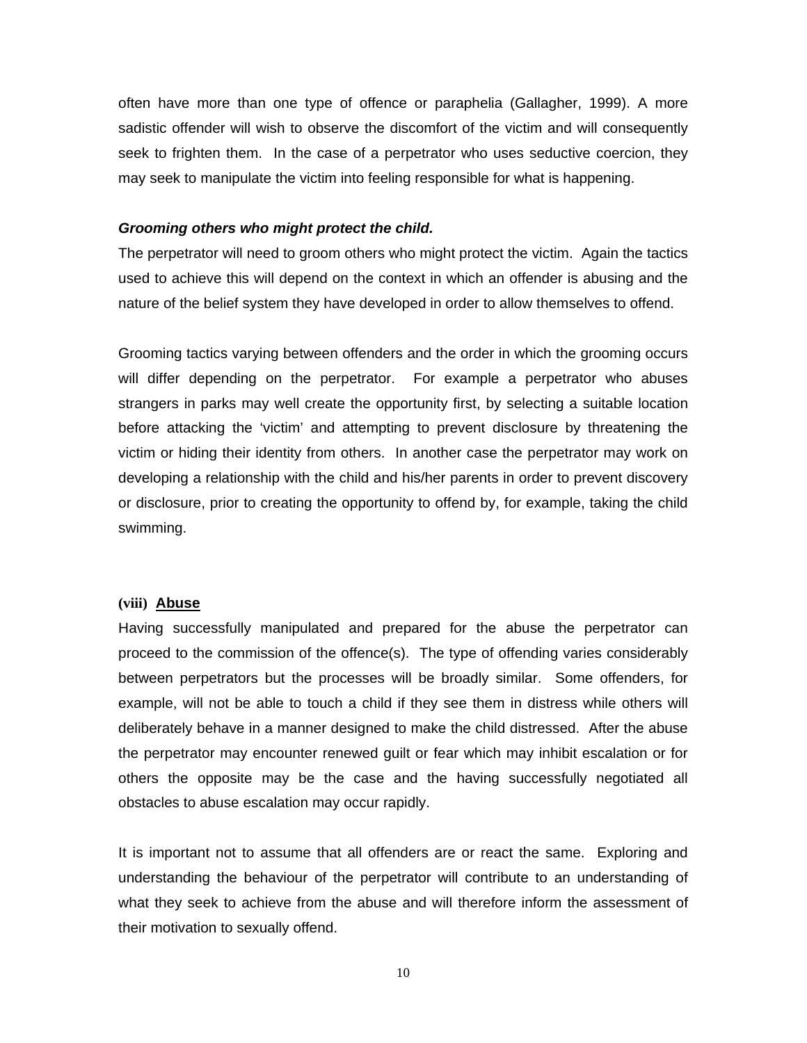often have more than one type of offence or paraphelia (Gallagher, 1999). A more sadistic offender will wish to observe the discomfort of the victim and will consequently seek to frighten them. In the case of a perpetrator who uses seductive coercion, they may seek to manipulate the victim into feeling responsible for what is happening.

***Grooming others who might protect the child.***

The perpetrator will need to groom others who might protect the victim. Again the tactics used to achieve this will depend on the context in which an offender is abusing and the nature of the belief system they have developed in order to allow themselves to offend.

Grooming tactics varying between offenders and the order in which the grooming occurs will differ depending on the perpetrator. For example a perpetrator who abuses strangers in parks may well create the opportunity first, by selecting a suitable location before attacking the 'victim' and attempting to prevent disclosure by threatening the victim or hiding their identity from others. In another case the perpetrator may work on developing a relationship with the child and his/her parents in order to prevent discovery or disclosure, prior to creating the opportunity to offend by, for example, taking the child swimming.

### (viii) Abuse

Having successfully manipulated and prepared for the abuse the perpetrator can proceed to the commission of the offence(s). The type of offending varies considerably between perpetrators but the processes will be broadly similar. Some offenders, for example, will not be able to touch a child if they see them in distress while others will deliberately behave in a manner designed to make the child distressed. After the abuse the perpetrator may encounter renewed guilt or fear which may inhibit escalation or for others the opposite may be the case and the having successfully negotiated all obstacles to abuse escalation may occur rapidly.

It is important not to assume that all offenders are or react the same. Exploring and understanding the behaviour of the perpetrator will contribute to an understanding of what they seek to achieve from the abuse and will therefore inform the assessment of their motivation to sexually offend.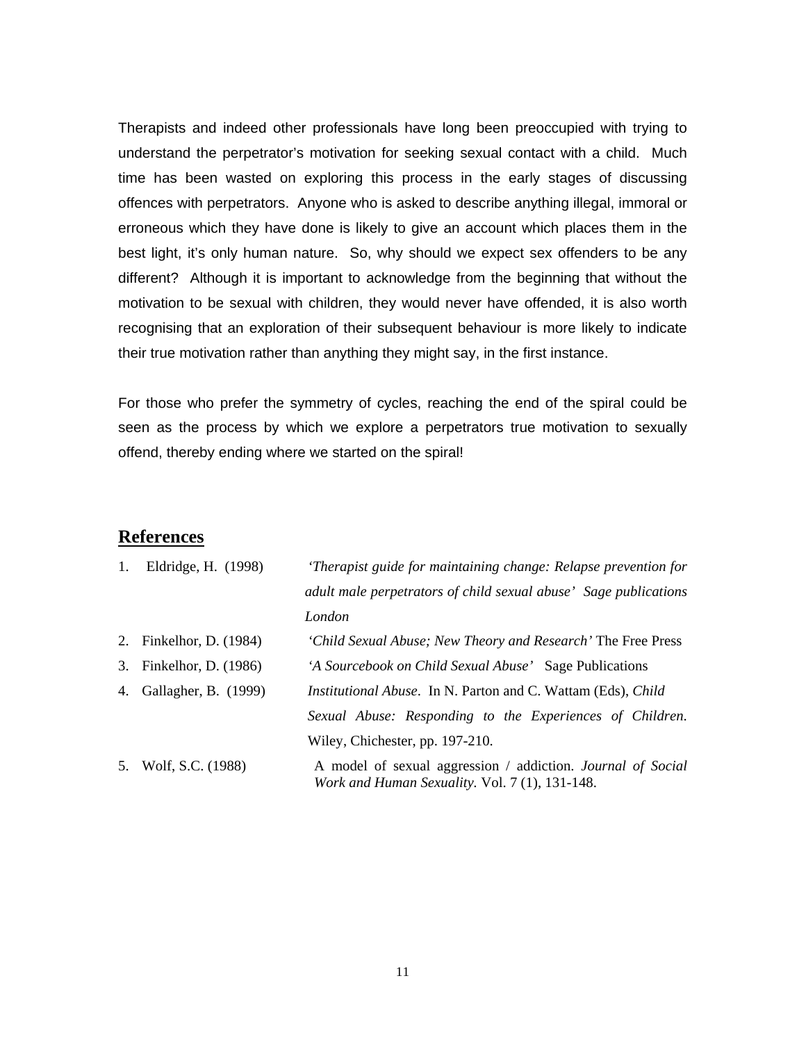Therapists and indeed other professionals have long been preoccupied with trying to understand the perpetrator's motivation for seeking sexual contact with a child. Much time has been wasted on exploring this process in the early stages of discussing offences with perpetrators. Anyone who is asked to describe anything illegal, immoral or erroneous which they have done is likely to give an account which places them in the best light, it's only human nature. So, why should we expect sex offenders to be any different? Although it is important to acknowledge from the beginning that without the motivation to be sexual with children, they would never have offended, it is also worth recognising that an exploration of their subsequent behaviour is more likely to indicate their true motivation rather than anything they might say, in the first instance.

For those who prefer the symmetry of cycles, reaching the end of the spiral could be seen as the process by which we explore a perpetrators true motivation to sexually offend, thereby ending where we started on the spiral!

## References

1. Eldridge, H. (1998) *'Therapist guide for maintaining change: Relapse prevention for adult male perpetrators of child sexual abuse'* *Sage publications London*
2. Finkelhor, D. (1984) *'Child Sexual Abuse; New Theory and Research'* The Free Press
3. Finkelhor, D. (1986) *'A Sourcebook on Child Sexual Abuse'* Sage Publications
4. Gallagher, B. (1999) *Institutional Abuse*. In N. Parton and C. Wattam (Eds), *Child Sexual Abuse: Responding to the Experiences of Children*. Wiley, Chichester, pp. 197-210.
5. Wolf, S.C. (1988) A model of sexual aggression / addiction. *Journal of Social Work and Human Sexuality.* Vol. 7 (1), 131-148.